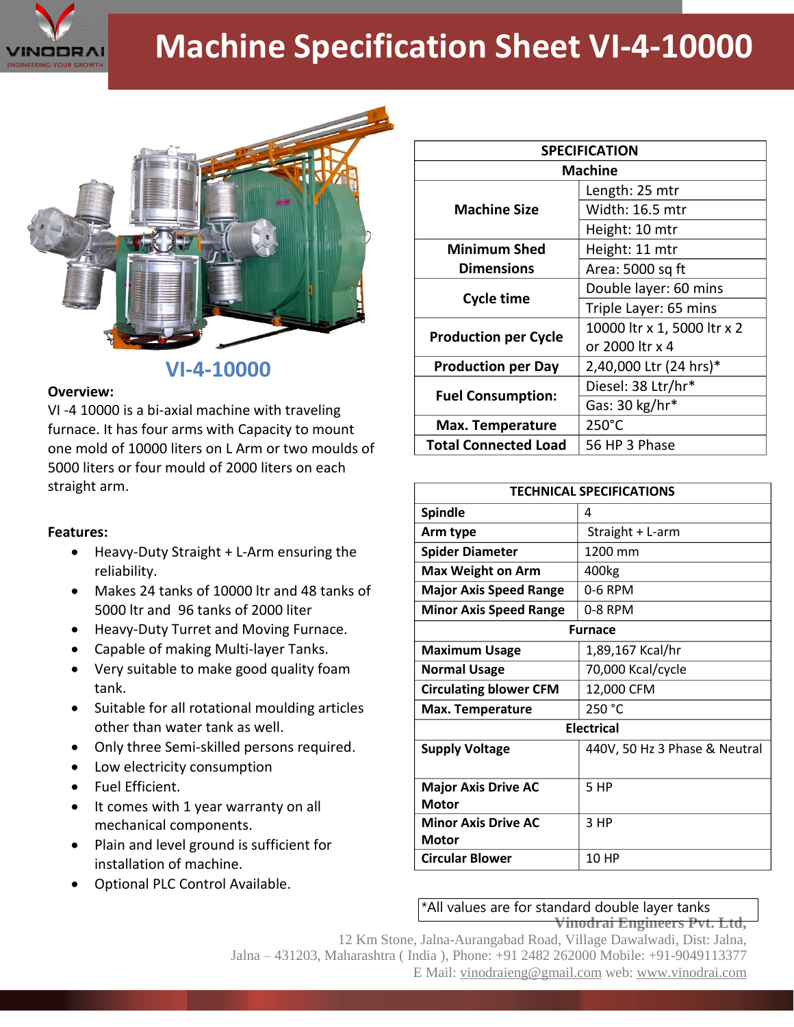# Machine Specification Sheet VI-4-10000

## VI-4-10000

**Overview:**

VI -4 10000 is a bi-axial machine with traveling furnace. It has four arms with Capacity to mount one mold of 10000 liters on L Arm or two moulds of 5000 liters or four mould of 2000 liters on each straight arm.

**Features:**

- Heavy-Duty Straight + L-Arm ensuring the reliability.
- Makes 24 tanks of 10000 ltr and 48 tanks of 5000 ltr and 96 tanks of 2000 liter
- Heavy-Duty Turret and Moving Furnace.
- Capable of making Multi-layer Tanks.
- Very suitable to make good quality foam tank.
- Suitable for all rotational moulding articles other than water tank as well.
- Only three Semi-skilled persons required.
- Low electricity consumption
- Fuel Efficient.
- It comes with 1 year warranty on all mechanical components.
- Plain and level ground is sufficient for installation of machine.
- Optional PLC Control Available.

| SPECIFICATION | |
|---|---|
| **Machine** | |
| **Machine Size** | Length: 25 mtr |
| | Width: 16.5 mtr |
| | Height: 10 mtr |
| **Minimum Shed Dimensions** | Height: 11 mtr |
| | Area: 5000 sq ft |
| **Cycle time** | Double layer: 60 mins |
| | Triple Layer: 65 mins |
| **Production per Cycle** | 10000 ltr x 1, 5000 ltr x 2 or 2000 ltr x 4 |
| **Production per Day** | 2,40,000 Ltr (24 hrs)* |
| **Fuel Consumption:** | Diesel: 38 Ltr/hr* |
| | Gas: 30 kg/hr* |
| **Max. Temperature** | 250°C |
| **Total Connected Load** | 56 HP 3 Phase |

| TECHNICAL SPECIFICATIONS | |
|---|---|
| **Spindle** | 4 |
| **Arm type** | Straight + L-arm |
| **Spider Diameter** | 1200 mm |
| **Max Weight on Arm** | 400kg |
| **Major Axis Speed Range** | 0-6 RPM |
| **Minor Axis Speed Range** | 0-8 RPM |
| **Furnace** | |
| **Maximum Usage** | 1,89,167 Kcal/hr |
| **Normal Usage** | 70,000 Kcal/cycle |
| **Circulating blower CFM** | 12,000 CFM |
| **Max. Temperature** | 250 °C |
| **Electrical** | |
| **Supply Voltage** | 440V, 50 Hz 3 Phase & Neutral |
| **Major Axis Drive AC Motor** | 5 HP |
| **Minor Axis Drive AC Motor** | 3 HP |
| **Circular Blower** | 10 HP |

*All values are for standard double layer tanks

**Vinodrai Engineers Pvt. Ltd,**
12 Km Stone, Jalna-Aurangabad Road, Village Dawalwadi, Dist: Jalna,
Jalna – 431203, Maharashtra ( India ), Phone: +91 2482 262000 Mobile: +91-9049113377
E Mail: vinodraieng@gmail.com web: www.vinodrai.com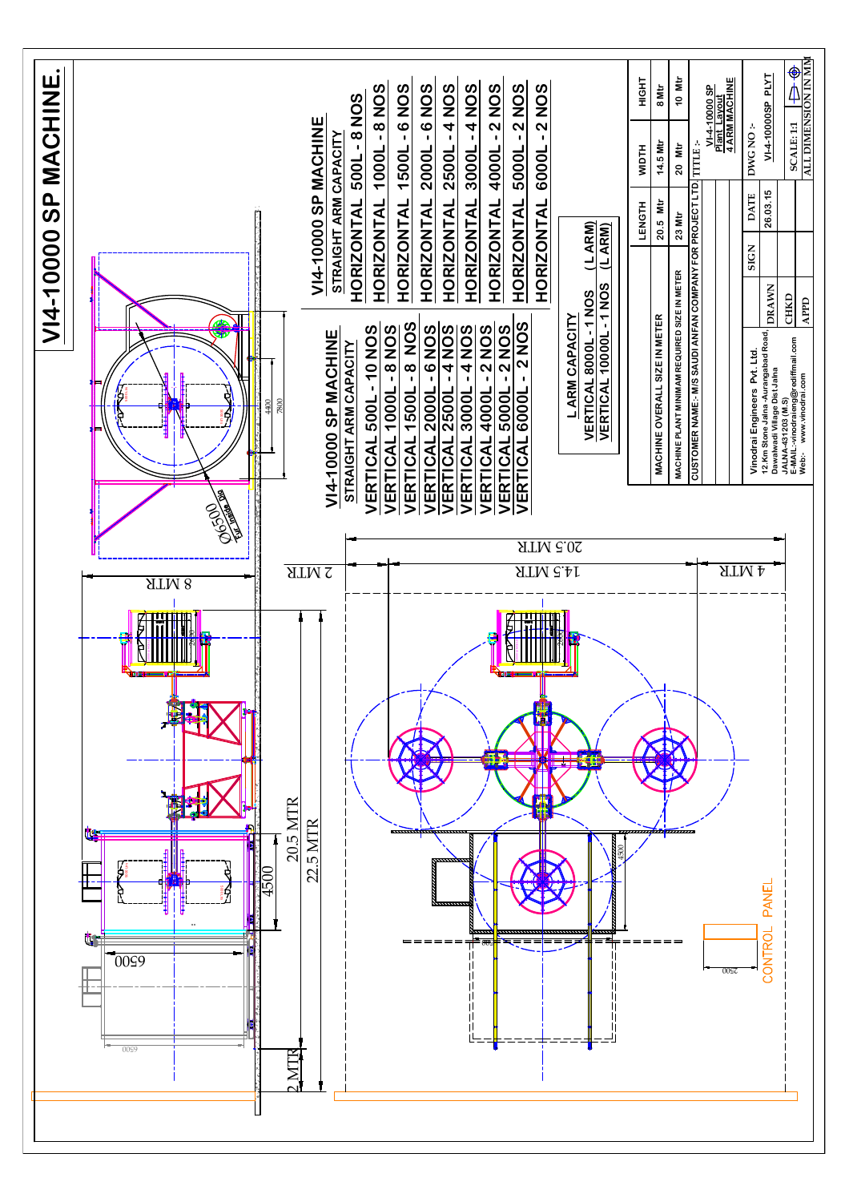# VI4-10000 SP MACHINE.

Ø6500 Int Inside Dia

4400

7800

8 MTR

2 MTR

20.5 MTR

14.5 MTR

4 MTR

20.5 MTR

22.5 MTR

4500

6500

2 MTR

4300

CONTROL PANEL

## VI4-10000 SP MACHINE
### STRAIGHT ARM CAPACITY

VERTICAL 500L - 10 NOS
VERTICAL 1000L - 8 NOS
VERTICAL 1500L - 8 NOS
VERTICAL 2000L - 6 NOS
VERTICAL 2500L - 4 NOS
VERTICAL 3000L - 4 NOS
VERTICAL 4000L - 2 NOS
VERTICAL 5000L - 2 NOS
VERTICAL 6000L - 2 NOS

## VI4-10000 SP MACHINE
### STRAIGHT ARM CAPACITY

HORIZONTAL 500L - 8 NOS
HORIZONTAL 1000L - 8 NOS
HORIZONTAL 1500L - 6 NOS
HORIZONTAL 2000L - 6 NOS
HORIZONTAL 2500L - 4 NOS
HORIZONTAL 3000L - 4 NOS
HORIZONTAL 4000L - 2 NOS
HORIZONTAL 5000L - 2 NOS
HORIZONTAL 6000L - 2 NOS

### L ARM CAPACITY

VERTICAL 8000L - 1 NOS (L ARM)
VERTICAL 10000L - 1 NOS (L ARM)

| | LENGTH | WIDTH | HIGHT |
|---|---|---|---|
| MACHINE OVERALL SIZE IN METER | 20.5 Mtr | 14.5 Mtr | 8 Mtr |
| MACHINE PLANT MINIMAM REQUIRED SIZE IN METER | 23 Mtr | 20 Mtr | 10 Mtr |

CUSTOMER NAME:- M/S SAUDI ANFAN COMPANY FOR PROJECT LTD.

TITLE :- VI-4-10000 SP Plant Layout 4 ARM MACHINE

Vinodrai Engineers Pvt. Ltd.
12 Km Stone Jalna -Aurangabad Road, Dawalwadi Village Dist Jalna
JALNA -431 203 (M.S)
E-MAIL:-vinodraieng@rediffmail.com
Web:- www.vinodrai.com

| | SIGN | DATE |
|---|---|---|
| DRAWN | | 26.03.15 |
| CHKD | | |
| APPD | | |

DWG NO :- VI-4-10000SP PLYT

SCALE: 1:1

ALL DIMENSION IN MM